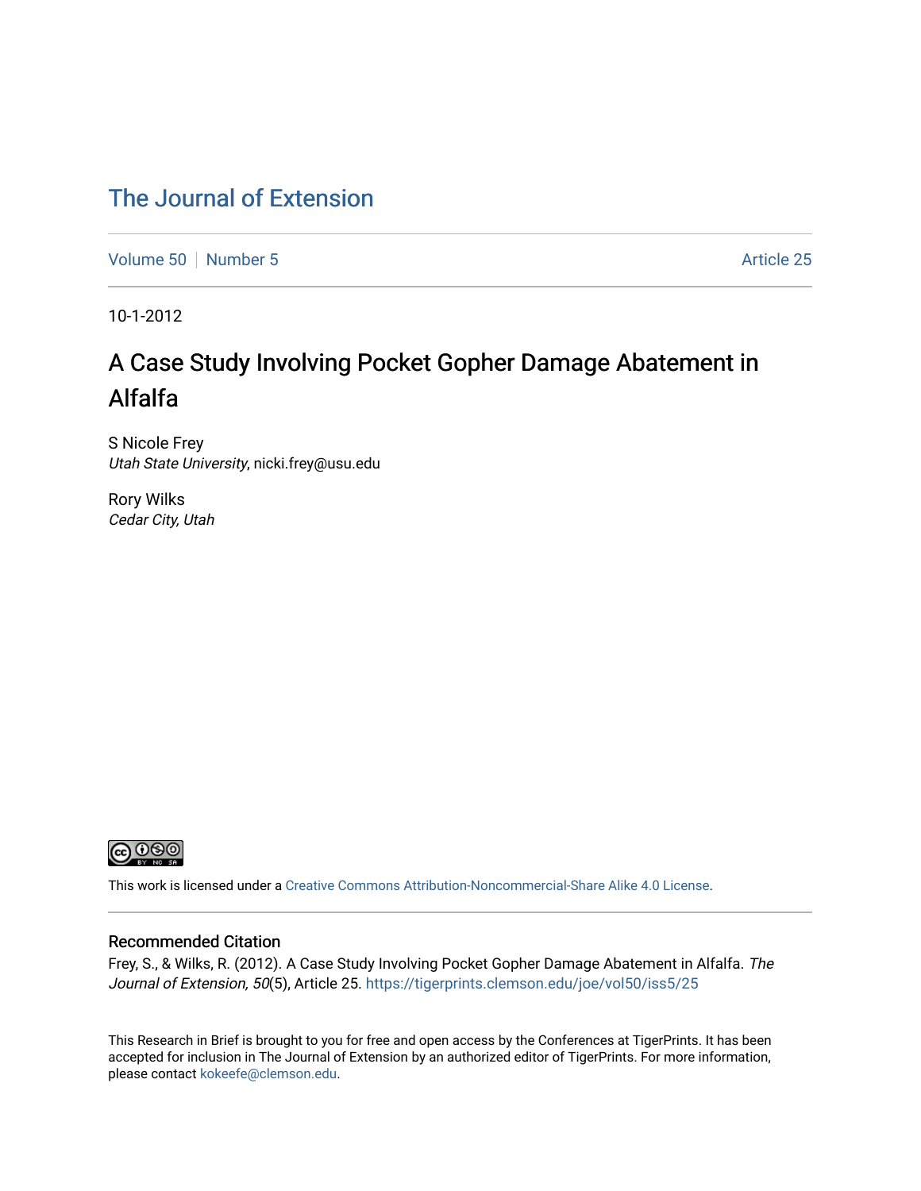# The Journal of Extension

Volume 50 | Number 5 | Article 25

10-1-2012

## A Case Study Involving Pocket Gopher Damage Abatement in Alfalfa

S Nicole Frey
*Utah State University*, nicki.frey@usu.edu

Rory Wilks
*Cedar City, Utah*

This work is licensed under a Creative Commons Attribution-Noncommercial-Share Alike 4.0 License.

### Recommended Citation

Frey, S., & Wilks, R. (2012). A Case Study Involving Pocket Gopher Damage Abatement in Alfalfa. *The Journal of Extension, 50*(5), Article 25. https://tigerprints.clemson.edu/joe/vol50/iss5/25

This Research in Brief is brought to you for free and open access by the Conferences at TigerPrints. It has been accepted for inclusion in The Journal of Extension by an authorized editor of TigerPrints. For more information, please contact kokeefe@clemson.edu.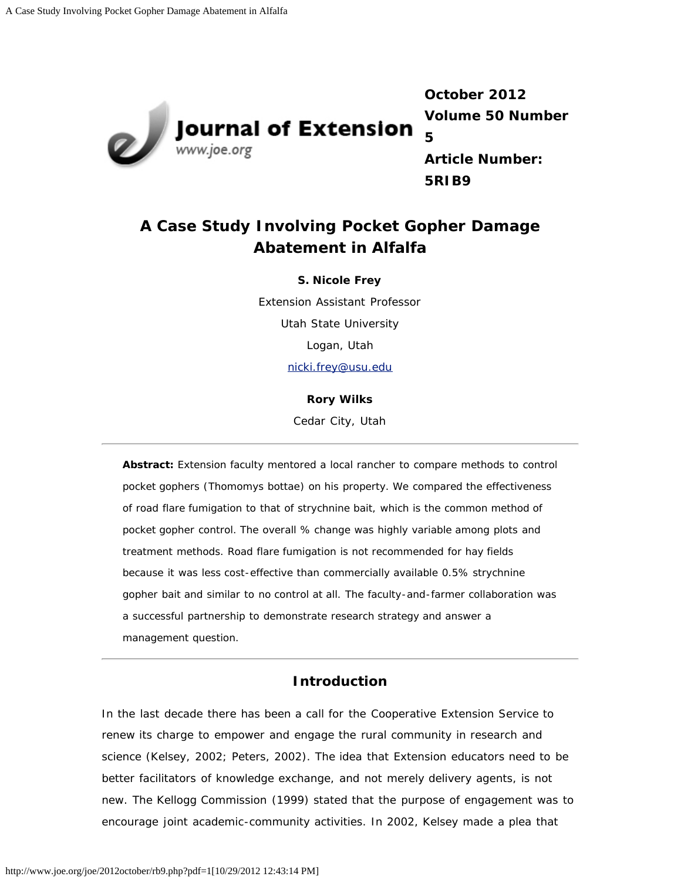October 2012
Volume 50 Number 5
Article Number: 5RIB9

# A Case Study Involving Pocket Gopher Damage Abatement in Alfalfa

**S. Nicole Frey**

Extension Assistant Professor

Utah State University

Logan, Utah

nicki.frey@usu.edu

**Rory Wilks**

Cedar City, Utah

---

**Abstract:** Extension faculty mentored a local rancher to compare methods to control pocket gophers (Thomomys bottae) on his property. We compared the effectiveness of road flare fumigation to that of strychnine bait, which is the common method of pocket gopher control. The overall % change was highly variable among plots and treatment methods. Road flare fumigation is not recommended for hay fields because it was less cost-effective than commercially available 0.5% strychnine gopher bait and similar to no control at all. The faculty-and-farmer collaboration was a successful partnership to demonstrate research strategy and answer a management question.

---

## Introduction

In the last decade there has been a call for the Cooperative Extension Service to renew its charge to empower and engage the rural community in research and science (Kelsey, 2002; Peters, 2002). The idea that Extension educators need to be better facilitators of knowledge exchange, and not merely delivery agents, is not new. The Kellogg Commission (1999) stated that the purpose of engagement was to encourage joint academic-community activities. In 2002, Kelsey made a plea that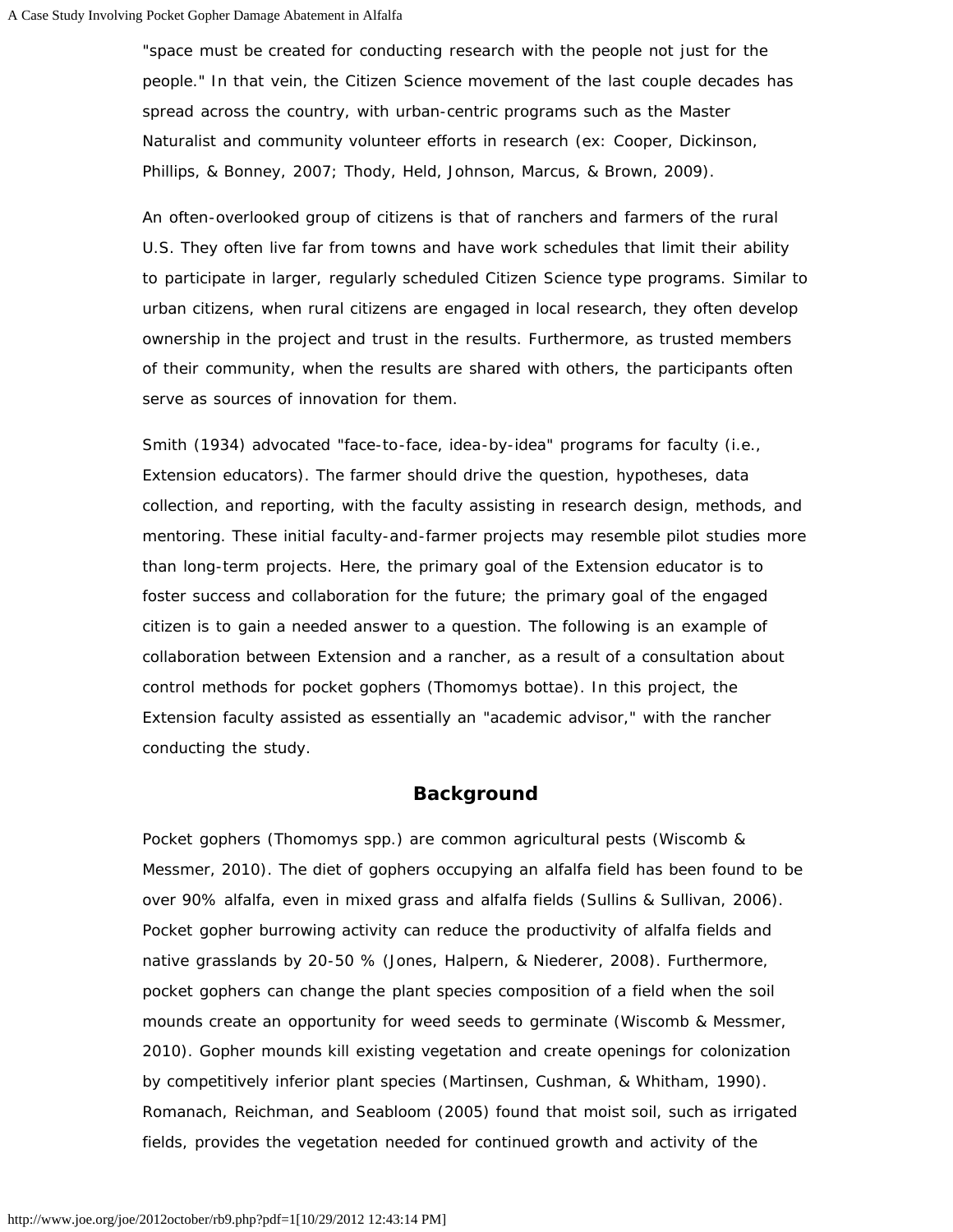"space must be created for conducting research with the people not just for the people." In that vein, the Citizen Science movement of the last couple decades has spread across the country, with urban-centric programs such as the Master Naturalist and community volunteer efforts in research (ex: Cooper, Dickinson, Phillips, & Bonney, 2007; Thody, Held, Johnson, Marcus, & Brown, 2009).

An often-overlooked group of citizens is that of ranchers and farmers of the rural U.S. They often live far from towns and have work schedules that limit their ability to participate in larger, regularly scheduled Citizen Science type programs. Similar to urban citizens, when rural citizens are engaged in local research, they often develop ownership in the project and trust in the results. Furthermore, as trusted members of their community, when the results are shared with others, the participants often serve as sources of innovation for them.

Smith (1934) advocated "face-to-face, idea-by-idea" programs for faculty (i.e., Extension educators). The farmer should drive the question, hypotheses, data collection, and reporting, with the faculty assisting in research design, methods, and mentoring. These initial faculty-and-farmer projects may resemble pilot studies more than long-term projects. Here, the primary goal of the Extension educator is to foster success and collaboration for the future; the primary goal of the engaged citizen is to gain a needed answer to a question. The following is an example of collaboration between Extension and a rancher, as a result of a consultation about control methods for pocket gophers (*Thomomys bottae*). In this project, the Extension faculty assisted as essentially an "academic advisor," with the rancher conducting the study.

## Background

Pocket gophers (*Thomomys* spp.) are common agricultural pests (Wiscomb & Messmer, 2010). The diet of gophers occupying an alfalfa field has been found to be over 90% alfalfa, even in mixed grass and alfalfa fields (Sullins & Sullivan, 2006). Pocket gopher burrowing activity can reduce the productivity of alfalfa fields and native grasslands by 20-50 % (Jones, Halpern, & Niederer, 2008). Furthermore, pocket gophers can change the plant species composition of a field when the soil mounds create an opportunity for weed seeds to germinate (Wiscomb & Messmer, 2010). Gopher mounds kill existing vegetation and create openings for colonization by competitively inferior plant species (Martinsen, Cushman, & Whitham, 1990). Romanach, Reichman, and Seabloom (2005) found that moist soil, such as irrigated fields, provides the vegetation needed for continued growth and activity of the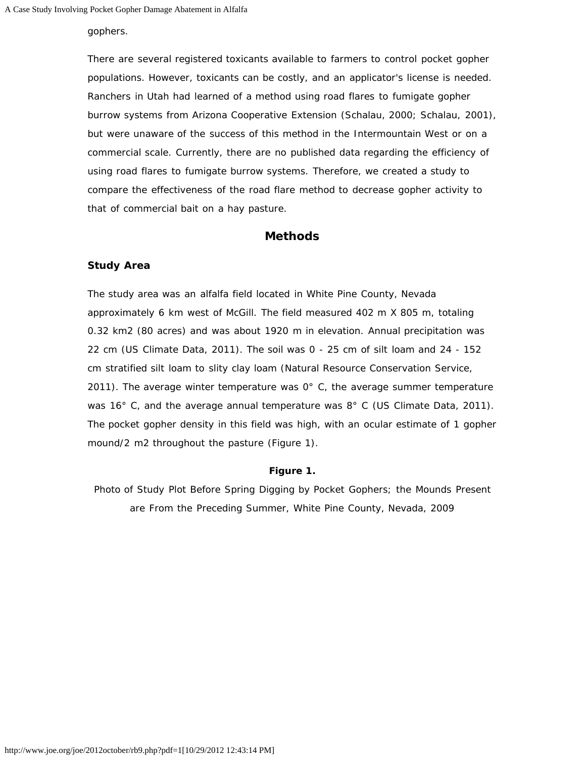gophers.

There are several registered toxicants available to farmers to control pocket gopher populations. However, toxicants can be costly, and an applicator's license is needed. Ranchers in Utah had learned of a method using road flares to fumigate gopher burrow systems from Arizona Cooperative Extension (Schalau, 2000; Schalau, 2001), but were unaware of the success of this method in the Intermountain West or on a commercial scale. Currently, there are no published data regarding the efficiency of using road flares to fumigate burrow systems. Therefore, we created a study to compare the effectiveness of the road flare method to decrease gopher activity to that of commercial bait on a hay pasture.

## Methods

### Study Area

The study area was an alfalfa field located in White Pine County, Nevada approximately 6 km west of McGill. The field measured 402 m X 805 m, totaling 0.32 km2 (80 acres) and was about 1920 m in elevation. Annual precipitation was 22 cm (US Climate Data, 2011). The soil was 0 - 25 cm of silt loam and 24 - 152 cm stratified silt loam to slity clay loam (Natural Resource Conservation Service, 2011). The average winter temperature was 0° C, the average summer temperature was 16° C, and the average annual temperature was 8° C (US Climate Data, 2011). The pocket gopher density in this field was high, with an ocular estimate of 1 gopher mound/2 m2 throughout the pasture (Figure 1).

**Figure 1.**

Photo of Study Plot Before Spring Digging by Pocket Gophers; the Mounds Present are From the Preceding Summer, White Pine County, Nevada, 2009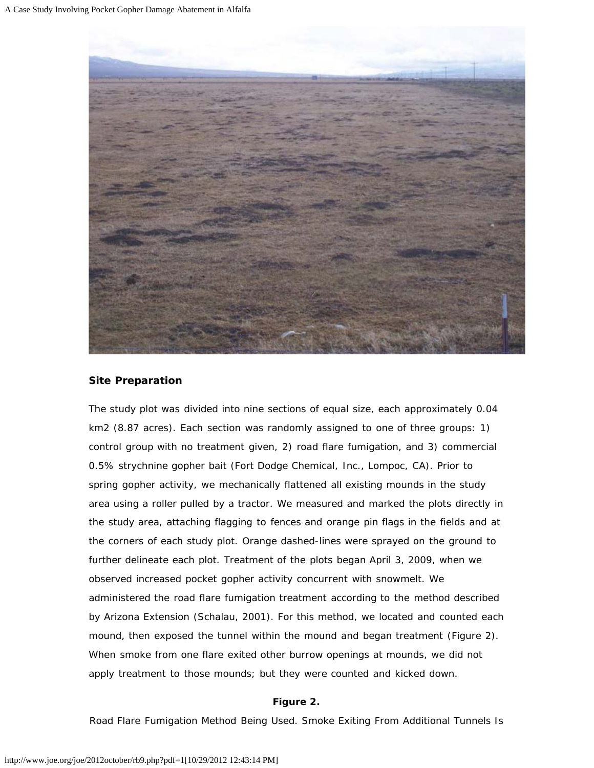## Site Preparation

The study plot was divided into nine sections of equal size, each approximately 0.04 km2 (8.87 acres). Each section was randomly assigned to one of three groups: 1) control group with no treatment given, 2) road flare fumigation, and 3) commercial 0.5% strychnine gopher bait (Fort Dodge Chemical, Inc., Lompoc, CA). Prior to spring gopher activity, we mechanically flattened all existing mounds in the study area using a roller pulled by a tractor. We measured and marked the plots directly in the study area, attaching flagging to fences and orange pin flags in the fields and at the corners of each study plot. Orange dashed-lines were sprayed on the ground to further delineate each plot. Treatment of the plots began April 3, 2009, when we observed increased pocket gopher activity concurrent with snowmelt. We administered the road flare fumigation treatment according to the method described by Arizona Extension (Schalau, 2001). For this method, we located and counted each mound, then exposed the tunnel within the mound and began treatment (Figure 2). When smoke from one flare exited other burrow openings at mounds, we did not apply treatment to those mounds; but they were counted and kicked down.

**Figure 2.**

Road Flare Fumigation Method Being Used. Smoke Exiting From Additional Tunnels Is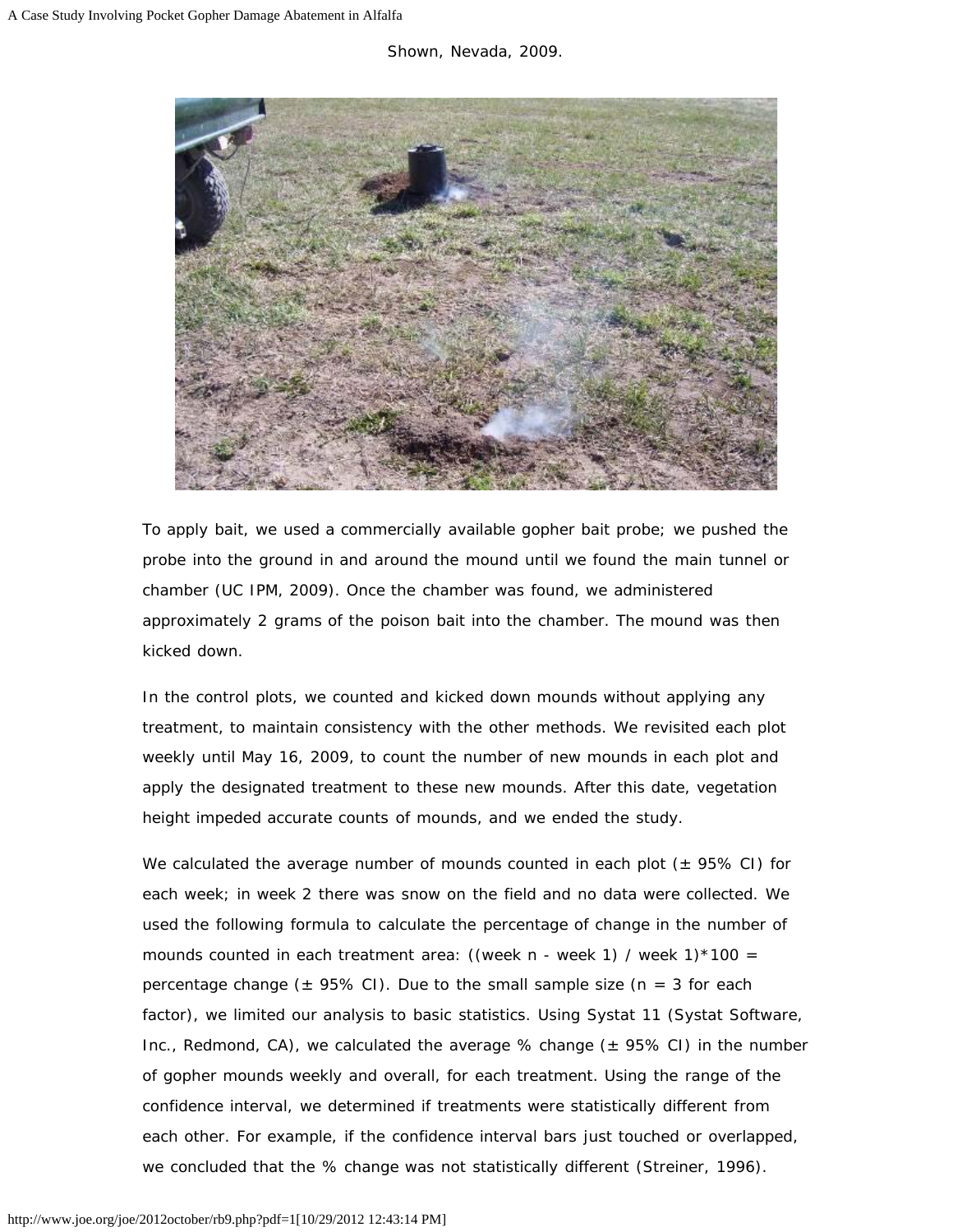Shown, Nevada, 2009.

To apply bait, we used a commercially available gopher bait probe; we pushed the probe into the ground in and around the mound until we found the main tunnel or chamber (UC IPM, 2009). Once the chamber was found, we administered approximately 2 grams of the poison bait into the chamber. The mound was then kicked down.

In the control plots, we counted and kicked down mounds without applying any treatment, to maintain consistency with the other methods. We revisited each plot weekly until May 16, 2009, to count the number of new mounds in each plot and apply the designated treatment to these new mounds. After this date, vegetation height impeded accurate counts of mounds, and we ended the study.

We calculated the average number of mounds counted in each plot (± 95% CI) for each week; in week 2 there was snow on the field and no data were collected. We used the following formula to calculate the percentage of change in the number of mounds counted in each treatment area: ((week n - week 1) / week 1)*100 = percentage change (± 95% CI). Due to the small sample size (n = 3 for each factor), we limited our analysis to basic statistics. Using Systat 11 (Systat Software, Inc., Redmond, CA), we calculated the average % change (± 95% CI) in the number of gopher mounds weekly and overall, for each treatment. Using the range of the confidence interval, we determined if treatments were statistically different from each other. For example, if the confidence interval bars just touched or overlapped, we concluded that the % change was not statistically different (Streiner, 1996).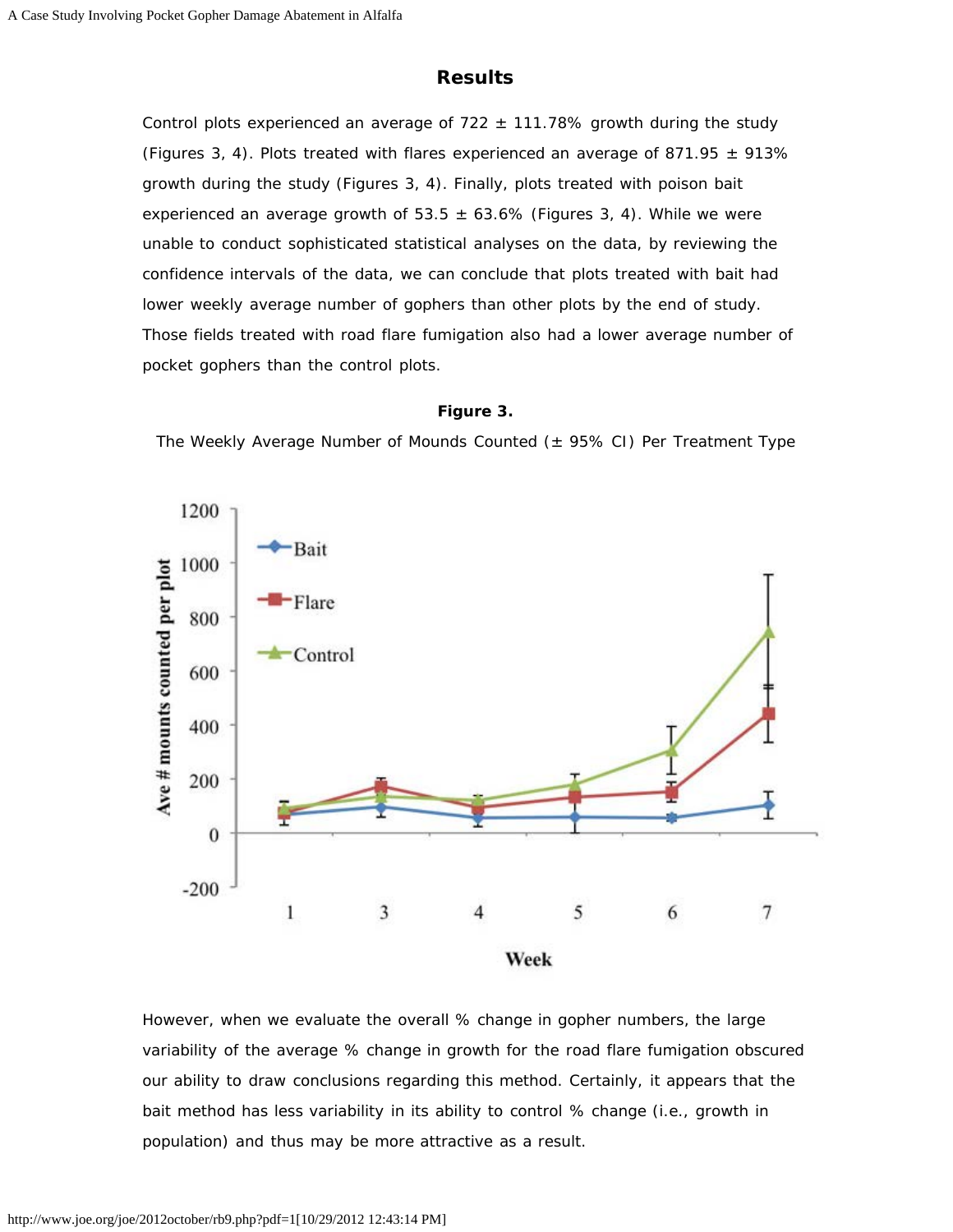## Results

Control plots experienced an average of 722 ± 111.78% growth during the study (Figures 3, 4). Plots treated with flares experienced an average of 871.95 ± 913% growth during the study (Figures 3, 4). Finally, plots treated with poison bait experienced an average growth of 53.5 ± 63.6% (Figures 3, 4). While we were unable to conduct sophisticated statistical analyses on the data, by reviewing the confidence intervals of the data, we can conclude that plots treated with bait had lower weekly average number of gophers than other plots by the end of study. Those fields treated with road flare fumigation also had a lower average number of pocket gophers than the control plots.

**Figure 3.**

The Weekly Average Number of Mounds Counted (± 95% CI) Per Treatment Type

However, when we evaluate the overall % change in gopher numbers, the large variability of the average % change in growth for the road flare fumigation obscured our ability to draw conclusions regarding this method. Certainly, it appears that the bait method has less variability in its ability to control % change (i.e., growth in population) and thus may be more attractive as a result.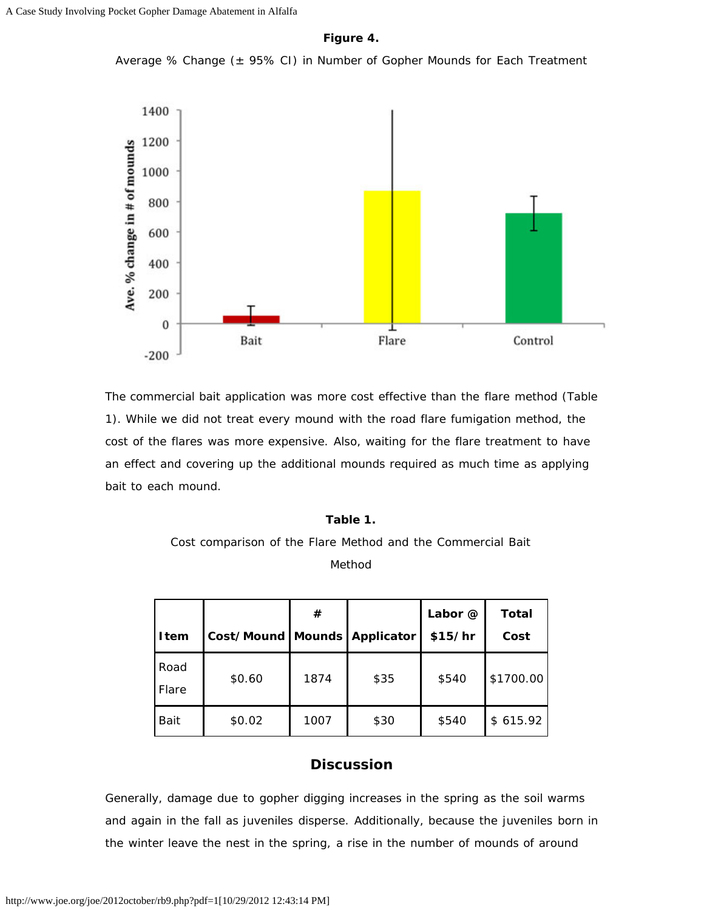**Figure 4.**

Average % Change (± 95% CI) in Number of Gopher Mounds for Each Treatment

The commercial bait application was more cost effective than the flare method (Table 1). While we did not treat every mound with the road flare fumigation method, the cost of the flares was more expensive. Also, waiting for the flare treatment to have an effect and covering up the additional mounds required as much time as applying bait to each mound.

**Table 1.**

Cost comparison of the Flare Method and the Commercial Bait Method

| Item | Cost/Mound | # Mounds | Applicator | Labor @ $15/hr | Total Cost |
|---|---|---|---|---|---|
| Road Flare | $0.60 | 1874 | $35 | $540 | $1700.00 |
| Bait | $0.02 | 1007 | $30 | $540 | $ 615.92 |

## Discussion

Generally, damage due to gopher digging increases in the spring as the soil warms and again in the fall as juveniles disperse. Additionally, because the juveniles born in the winter leave the nest in the spring, a rise in the number of mounds of around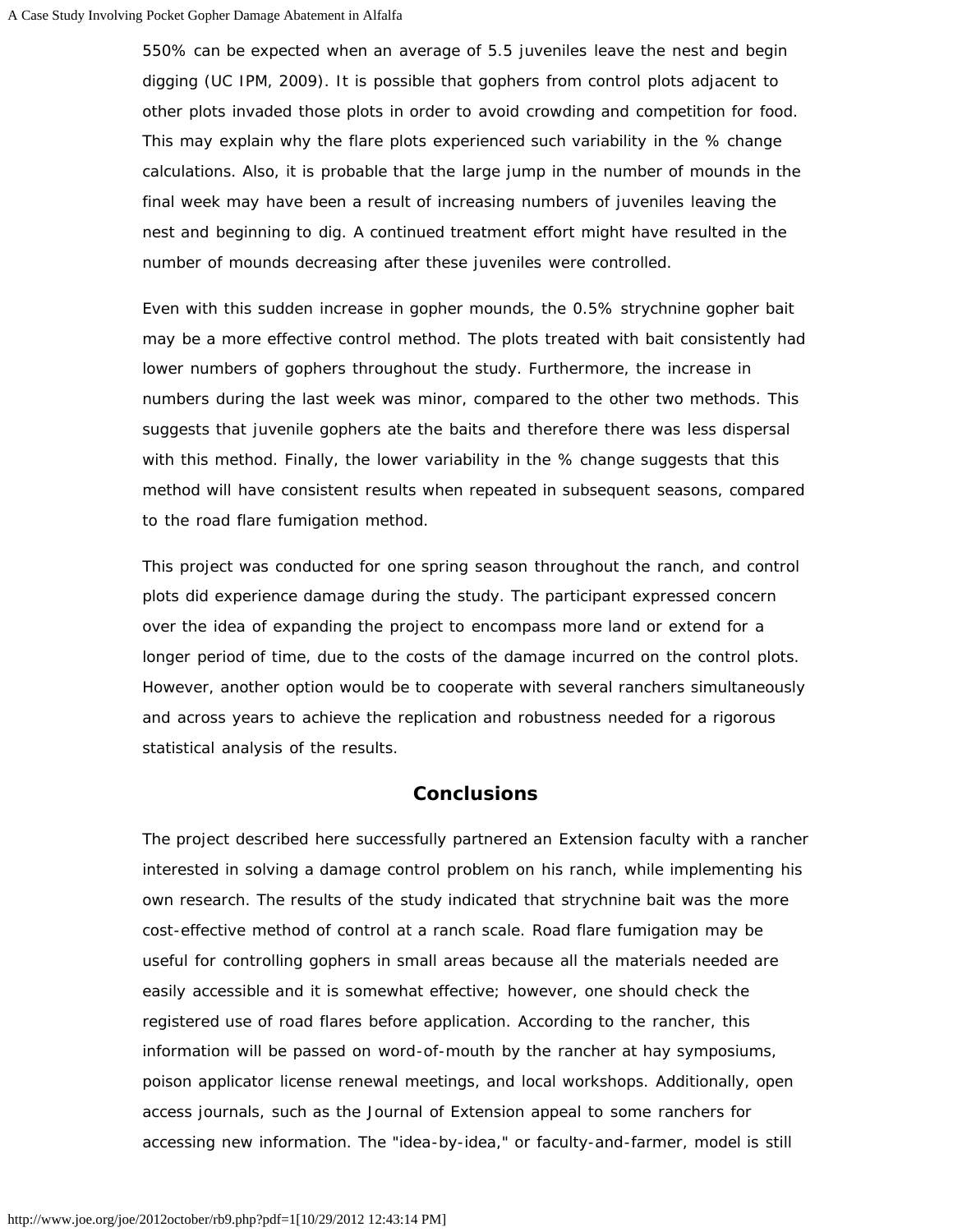550% can be expected when an average of 5.5 juveniles leave the nest and begin digging (UC IPM, 2009). It is possible that gophers from control plots adjacent to other plots invaded those plots in order to avoid crowding and competition for food. This may explain why the flare plots experienced such variability in the % change calculations. Also, it is probable that the large jump in the number of mounds in the final week may have been a result of increasing numbers of juveniles leaving the nest and beginning to dig. A continued treatment effort might have resulted in the number of mounds decreasing after these juveniles were controlled.

Even with this sudden increase in gopher mounds, the 0.5% strychnine gopher bait may be a more effective control method. The plots treated with bait consistently had lower numbers of gophers throughout the study. Furthermore, the increase in numbers during the last week was minor, compared to the other two methods. This suggests that juvenile gophers ate the baits and therefore there was less dispersal with this method. Finally, the lower variability in the % change suggests that this method will have consistent results when repeated in subsequent seasons, compared to the road flare fumigation method.

This project was conducted for one spring season throughout the ranch, and control plots did experience damage during the study. The participant expressed concern over the idea of expanding the project to encompass more land or extend for a longer period of time, due to the costs of the damage incurred on the control plots. However, another option would be to cooperate with several ranchers simultaneously and across years to achieve the replication and robustness needed for a rigorous statistical analysis of the results.

## Conclusions

The project described here successfully partnered an Extension faculty with a rancher interested in solving a damage control problem on his ranch, while implementing his own research. The results of the study indicated that strychnine bait was the more cost-effective method of control at a ranch scale. Road flare fumigation may be useful for controlling gophers in small areas because all the materials needed are easily accessible and it is somewhat effective; however, one should check the registered use of road flares before application. According to the rancher, this information will be passed on word-of-mouth by the rancher at hay symposiums, poison applicator license renewal meetings, and local workshops. Additionally, open access journals, such as the Journal of Extension appeal to some ranchers for accessing new information. The "idea-by-idea," or faculty-and-farmer, model is still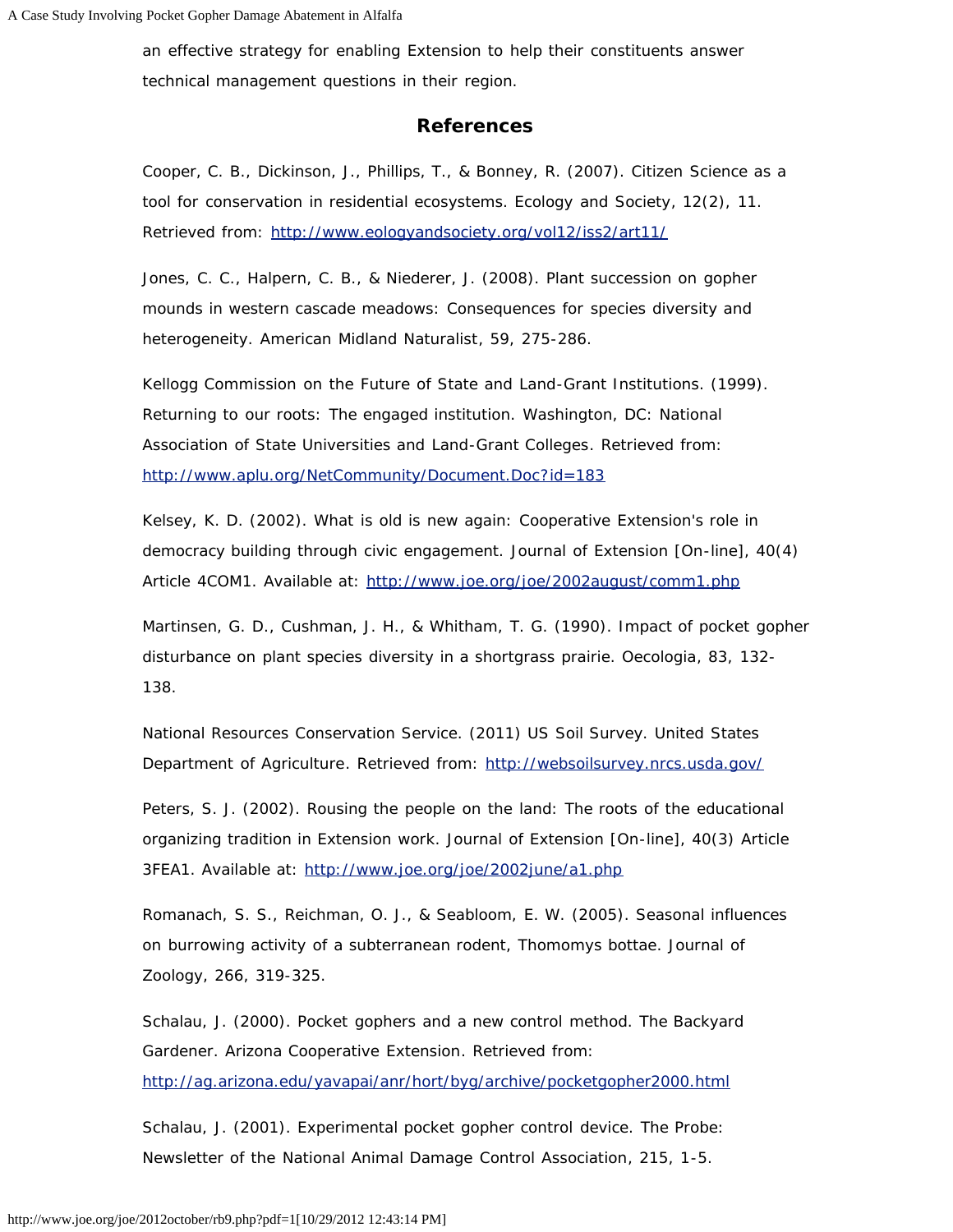an effective strategy for enabling Extension to help their constituents answer technical management questions in their region.

## References

Cooper, C. B., Dickinson, J., Phillips, T., & Bonney, R. (2007). Citizen Science as a tool for conservation in residential ecosystems. Ecology and Society, 12(2), 11. Retrieved from: http://www.eologyandsociety.org/vol12/iss2/art11/

Jones, C. C., Halpern, C. B., & Niederer, J. (2008). Plant succession on gopher mounds in western cascade meadows: Consequences for species diversity and heterogeneity. American Midland Naturalist, 59, 275-286.

Kellogg Commission on the Future of State and Land-Grant Institutions. (1999). Returning to our roots: The engaged institution. Washington, DC: National Association of State Universities and Land-Grant Colleges. Retrieved from: http://www.aplu.org/NetCommunity/Document.Doc?id=183

Kelsey, K. D. (2002). What is old is new again: Cooperative Extension's role in democracy building through civic engagement. Journal of Extension [On-line], 40(4) Article 4COM1. Available at: http://www.joe.org/joe/2002august/comm1.php

Martinsen, G. D., Cushman, J. H., & Whitham, T. G. (1990). Impact of pocket gopher disturbance on plant species diversity in a shortgrass prairie. Oecologia, 83, 132-138.

National Resources Conservation Service. (2011) US Soil Survey. United States Department of Agriculture. Retrieved from: http://websoilsurvey.nrcs.usda.gov/

Peters, S. J. (2002). Rousing the people on the land: The roots of the educational organizing tradition in Extension work. Journal of Extension [On-line], 40(3) Article 3FEA1. Available at: http://www.joe.org/joe/2002june/a1.php

Romanach, S. S., Reichman, O. J., & Seabloom, E. W. (2005). Seasonal influences on burrowing activity of a subterranean rodent, Thomomys bottae. Journal of Zoology, 266, 319-325.

Schalau, J. (2000). Pocket gophers and a new control method. The Backyard Gardener. Arizona Cooperative Extension. Retrieved from: http://ag.arizona.edu/yavapai/anr/hort/byg/archive/pocketgopher2000.html

Schalau, J. (2001). Experimental pocket gopher control device. The Probe: Newsletter of the National Animal Damage Control Association, 215, 1-5.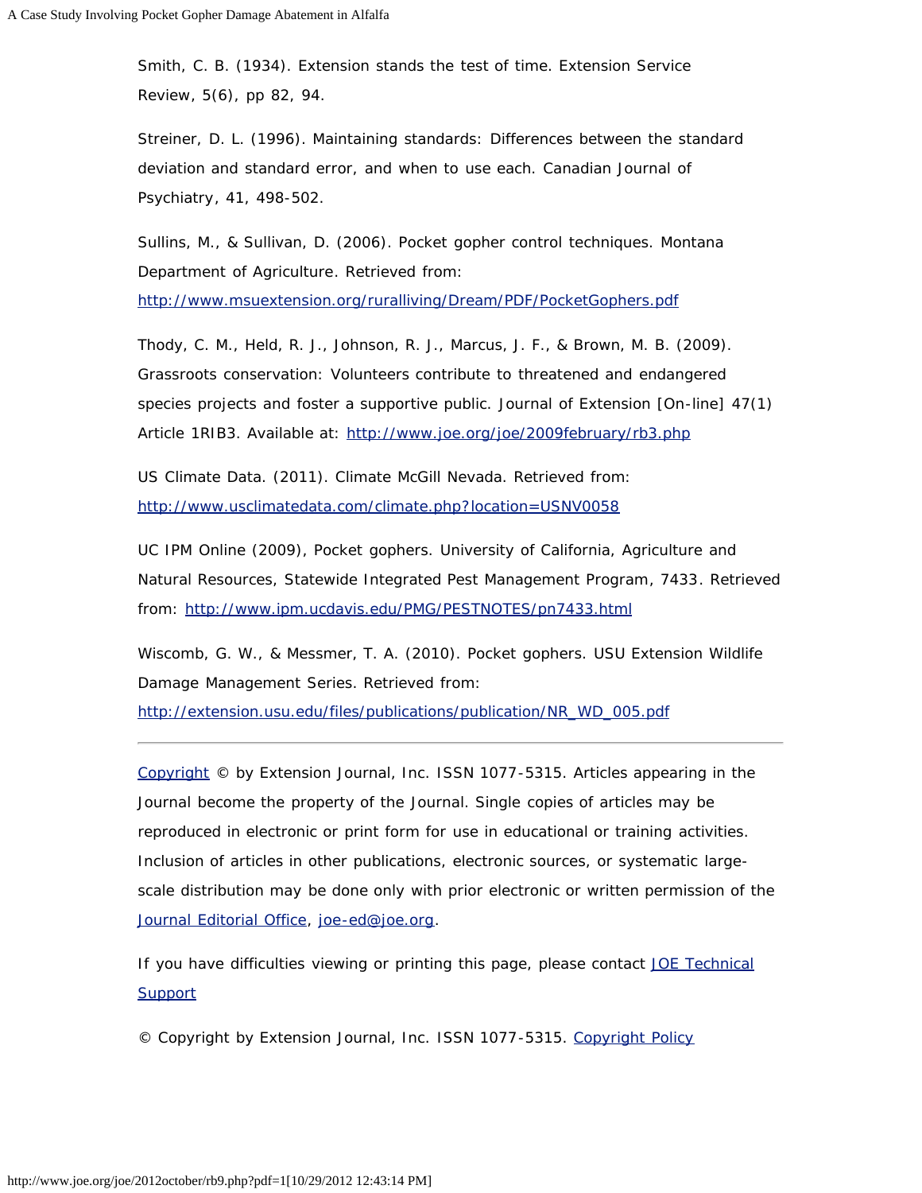Smith, C. B. (1934). Extension stands the test of time. Extension Service Review, 5(6), pp 82, 94.

Streiner, D. L. (1996). Maintaining standards: Differences between the standard deviation and standard error, and when to use each. Canadian Journal of Psychiatry, 41, 498-502.

Sullins, M., & Sullivan, D. (2006). Pocket gopher control techniques. Montana Department of Agriculture. Retrieved from: http://www.msuextension.org/ruralliving/Dream/PDF/PocketGophers.pdf

Thody, C. M., Held, R. J., Johnson, R. J., Marcus, J. F., & Brown, M. B. (2009). Grassroots conservation: Volunteers contribute to threatened and endangered species projects and foster a supportive public. Journal of Extension [On-line] 47(1) Article 1RIB3. Available at: http://www.joe.org/joe/2009february/rb3.php

US Climate Data. (2011). Climate McGill Nevada. Retrieved from: http://www.usclimatedata.com/climate.php?location=USNV0058

UC IPM Online (2009), Pocket gophers. University of California, Agriculture and Natural Resources, Statewide Integrated Pest Management Program, 7433. Retrieved from: http://www.ipm.ucdavis.edu/PMG/PESTNOTES/pn7433.html

Wiscomb, G. W., & Messmer, T. A. (2010). Pocket gophers. USU Extension Wildlife Damage Management Series. Retrieved from: http://extension.usu.edu/files/publications/publication/NR_WD_005.pdf

---

Copyright © by Extension Journal, Inc. ISSN 1077-5315. Articles appearing in the Journal become the property of the Journal. Single copies of articles may be reproduced in electronic or print form for use in educational or training activities. Inclusion of articles in other publications, electronic sources, or systematic large-scale distribution may be done only with prior electronic or written permission of the Journal Editorial Office, joe-ed@joe.org.

If you have difficulties viewing or printing this page, please contact JOE Technical Support

© Copyright by Extension Journal, Inc. ISSN 1077-5315. Copyright Policy